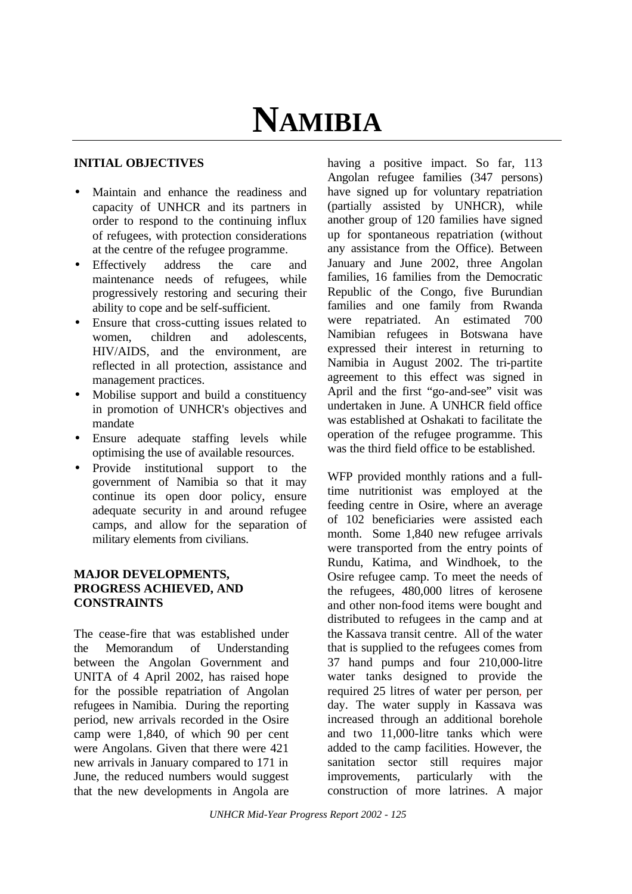# NAMIBIA

## INITIAL OBJECTIVES

- Maintain and enhance the readiness and capacity of UNHCR and its partners in order to respond to the continuing influx of refugees, with protection considerations at the centre of the refugee programme.
- Effectively address the care and maintenance needs of refugees, while progressively restoring and securing their ability to cope and be self-sufficient.
- Ensure that cross-cutting issues related to women, children and adolescents, HIV/AIDS, and the environment, are reflected in all protection, assistance and management practices.
- Mobilise support and build a constituency in promotion of UNHCR's objectives and mandate
- Ensure adequate staffing levels while optimising the use of available resources.
- Provide institutional support to the government of Namibia so that it may continue its open door policy, ensure adequate security in and around refugee camps, and allow for the separation of military elements from civilians.

## MAJOR DEVELOPMENTS, PROGRESS ACHIEVED, AND CONSTRAINTS

The cease-fire that was established under the Memorandum of Understanding between the Angolan Government and UNITA of 4 April 2002, has raised hope for the possible repatriation of Angolan refugees in Namibia. During the reporting period, new arrivals recorded in the Osire camp were 1,840, of which 90 per cent were Angolans. Given that there were 421 new arrivals in January compared to 171 in June, the reduced numbers would suggest that the new developments in Angola are having a positive impact. So far, 113 Angolan refugee families (347 persons) have signed up for voluntary repatriation (partially assisted by UNHCR), while another group of 120 families have signed up for spontaneous repatriation (without any assistance from the Office). Between January and June 2002, three Angolan families, 16 families from the Democratic Republic of the Congo, five Burundian families and one family from Rwanda were repatriated. An estimated 700 Namibian refugees in Botswana have expressed their interest in returning to Namibia in August 2002. The tri-partite agreement to this effect was signed in April and the first "go-and-see" visit was undertaken in June. A UNHCR field office was established at Oshakati to facilitate the operation of the refugee programme. This was the third field office to be established.

WFP provided monthly rations and a full-time nutritionist was employed at the feeding centre in Osire, where an average of 102 beneficiaries were assisted each month. Some 1,840 new refugee arrivals were transported from the entry points of Rundu, Katima, and Windhoek, to the Osire refugee camp. To meet the needs of the refugees, 480,000 litres of kerosene and other non-food items were bought and distributed to refugees in the camp and at the Kassava transit centre. All of the water that is supplied to the refugees comes from 37 hand pumps and four 210,000-litre water tanks designed to provide the required 25 litres of water per person, per day. The water supply in Kassava was increased through an additional borehole and two 11,000-litre tanks which were added to the camp facilities. However, the sanitation sector still requires major improvements, particularly with the construction of more latrines. A major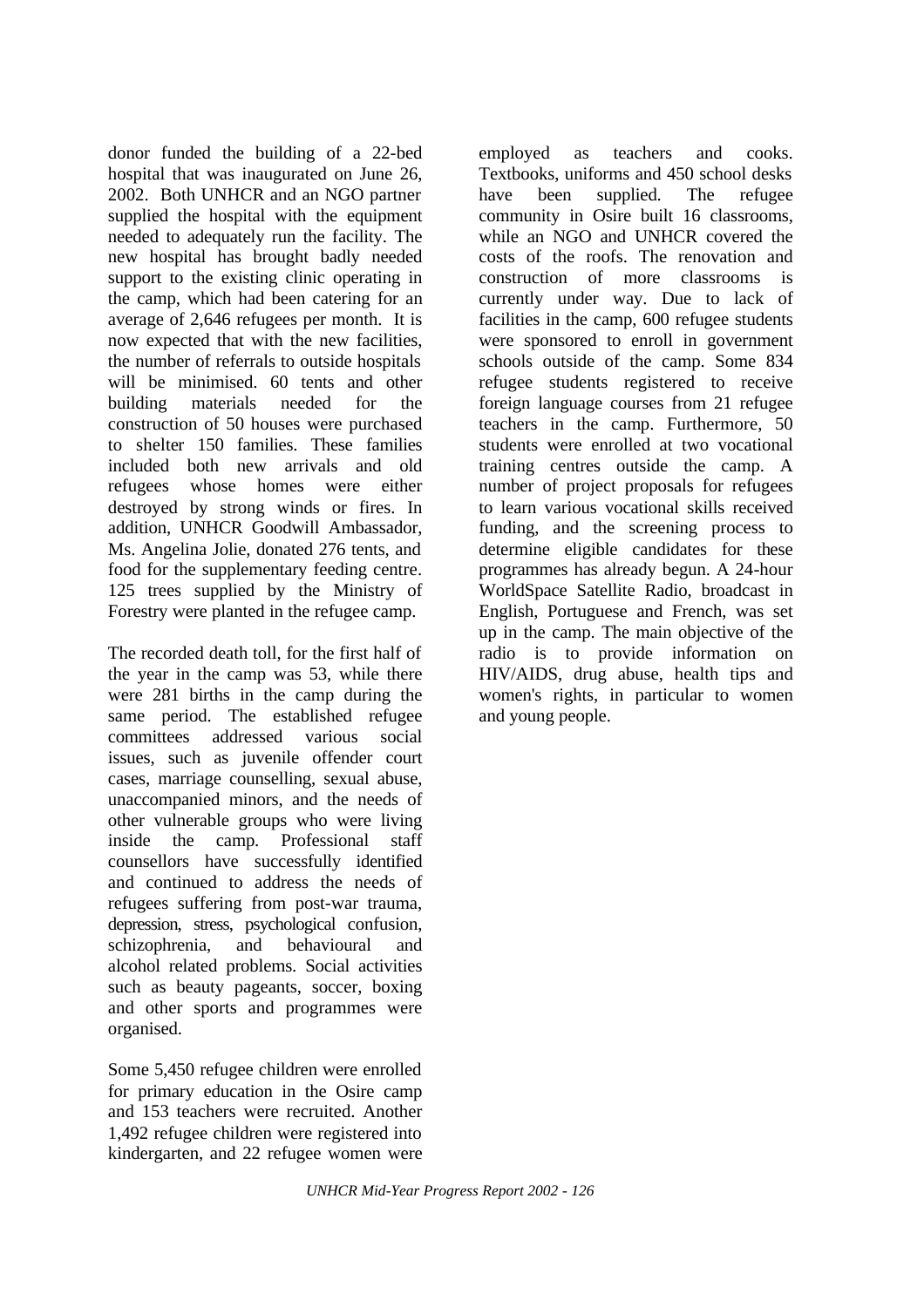donor funded the building of a 22-bed hospital that was inaugurated on June 26, 2002. Both UNHCR and an NGO partner supplied the hospital with the equipment needed to adequately run the facility. The new hospital has brought badly needed support to the existing clinic operating in the camp, which had been catering for an average of 2,646 refugees per month. It is now expected that with the new facilities, the number of referrals to outside hospitals will be minimised. 60 tents and other building materials needed for the construction of 50 houses were purchased to shelter 150 families. These families included both new arrivals and old refugees whose homes were either destroyed by strong winds or fires. In addition, UNHCR Goodwill Ambassador, Ms. Angelina Jolie, donated 276 tents, and food for the supplementary feeding centre. 125 trees supplied by the Ministry of Forestry were planted in the refugee camp.

The recorded death toll, for the first half of the year in the camp was 53, while there were 281 births in the camp during the same period. The established refugee committees addressed various social issues, such as juvenile offender court cases, marriage counselling, sexual abuse, unaccompanied minors, and the needs of other vulnerable groups who were living inside the camp. Professional staff counsellors have successfully identified and continued to address the needs of refugees suffering from post-war trauma, depression, stress, psychological confusion, schizophrenia, and behavioural and alcohol related problems. Social activities such as beauty pageants, soccer, boxing and other sports and programmes were organised.

Some 5,450 refugee children were enrolled for primary education in the Osire camp and 153 teachers were recruited. Another 1,492 refugee children were registered into kindergarten, and 22 refugee women were employed as teachers and cooks. Textbooks, uniforms and 450 school desks have been supplied. The refugee community in Osire built 16 classrooms, while an NGO and UNHCR covered the costs of the roofs. The renovation and construction of more classrooms is currently under way. Due to lack of facilities in the camp, 600 refugee students were sponsored to enroll in government schools outside of the camp. Some 834 refugee students registered to receive foreign language courses from 21 refugee teachers in the camp. Furthermore, 50 students were enrolled at two vocational training centres outside the camp. A number of project proposals for refugees to learn various vocational skills received funding, and the screening process to determine eligible candidates for these programmes has already begun. A 24-hour WorldSpace Satellite Radio, broadcast in English, Portuguese and French, was set up in the camp. The main objective of the radio is to provide information on HIV/AIDS, drug abuse, health tips and women's rights, in particular to women and young people.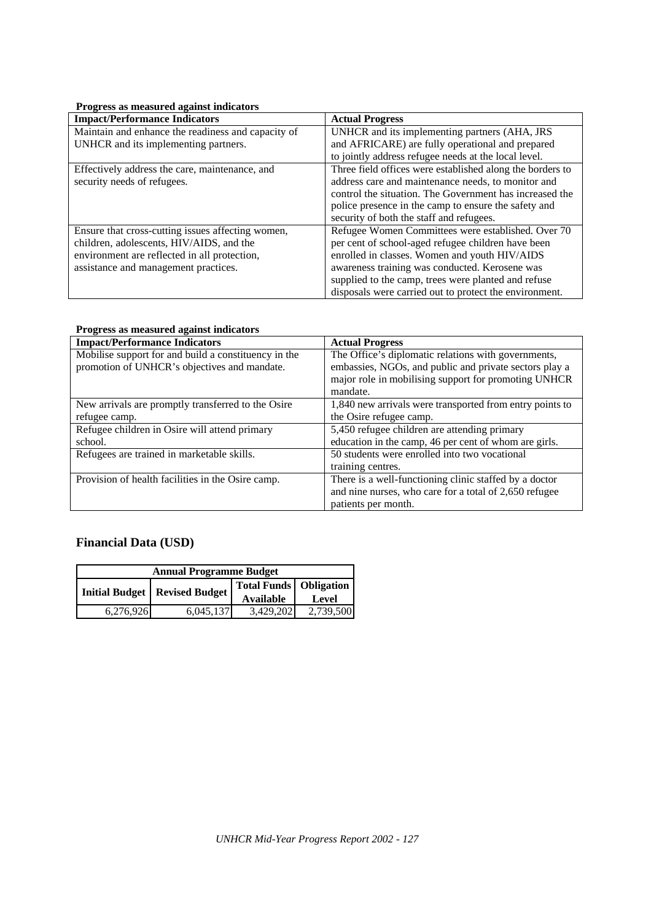**Progress as measured against indicators**

| Impact/Performance Indicators | Actual Progress |
|---|---|
| Maintain and enhance the readiness and capacity of UNHCR and its implementing partners. | UNHCR and its implementing partners (AHA, JRS and AFRICARE) are fully operational and prepared to jointly address refugee needs at the local level. |
| Effectively address the care, maintenance, and security needs of refugees. | Three field offices were established along the borders to address care and maintenance needs, to monitor and control the situation. The Government has increased the police presence in the camp to ensure the safety and security of both the staff and refugees. |
| Ensure that cross-cutting issues affecting women, children, adolescents, HIV/AIDS, and the environment are reflected in all protection, assistance and management practices. | Refugee Women Committees were established. Over 70 per cent of school-aged refugee children have been enrolled in classes. Women and youth HIV/AIDS awareness training was conducted. Kerosene was supplied to the camp, trees were planted and refuse disposals were carried out to protect the environment. |

**Progress as measured against indicators**

| Impact/Performance Indicators | Actual Progress |
|---|---|
| Mobilise support for and build a constituency in the promotion of UNHCR's objectives and mandate. | The Office's diplomatic relations with governments, embassies, NGOs, and public and private sectors play a major role in mobilising support for promoting UNHCR mandate. |
| New arrivals are promptly transferred to the Osire refugee camp. | 1,840 new arrivals were transported from entry points to the Osire refugee camp. |
| Refugee children in Osire will attend primary school. | 5,450 refugee children are attending primary education in the camp, 46 per cent of whom are girls. |
| Refugees are trained in marketable skills. | 50 students were enrolled into two vocational training centres. |
| Provision of health facilities in the Osire camp. | There is a well-functioning clinic staffed by a doctor and nine nurses, who care for a total of 2,650 refugee patients per month. |

## Financial Data (USD)

| Annual Programme Budget | | | |
|---|---|---|---|
| Initial Budget | Revised Budget | Total Funds Available | Obligation Level |
| 6,276,926 | 6,045,137 | 3,429,202 | 2,739,500 |